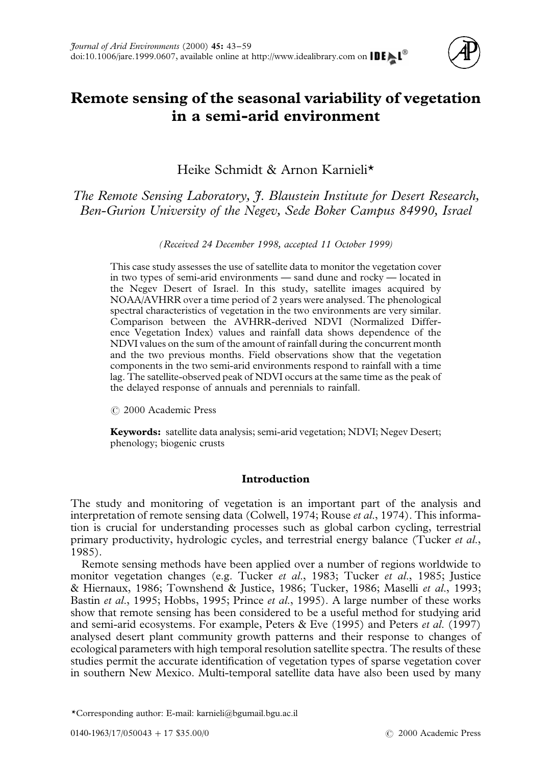# Remote sensing of the seasonal variability of vegetation in a semi-arid environment

Heike Schmidt & Arnon Karnieli*

*The Remote Sensing Laboratory, J. Blaustein Institute for Desert Research, Ben-Gurion University of the Negev, Sede Boker Campus 84990, Israel*

*(Received 24 December 1998, accepted 11 October 1999)*

This case study assesses the use of satellite data to monitor the vegetation cover in two types of semi-arid environments — sand dune and rocky — located in the Negev Desert of Israel. In this study, satellite images acquired by NOAA/AVHRR over a time period of 2 years were analysed. The phenological spectral characteristics of vegetation in the two environments are very similar. Comparison between the AVHRR-derived NDVI (Normalized Difference Vegetation Index) values and rainfall data shows dependence of the NDVI values on the sum of the amount of rainfall during the concurrent month and the two previous months. Field observations show that the vegetation components in the two semi-arid environments respond to rainfall with a time lag. The satellite-observed peak of NDVI occurs at the same time as the peak of the delayed response of annuals and perennials to rainfall.

© 2000 Academic Press

**Keywords:** satellite data analysis; semi-arid vegetation; NDVI; Negev Desert; phenology; biogenic crusts

## Introduction

The study and monitoring of vegetation is an important part of the analysis and interpretation of remote sensing data (Colwell, 1974; Rouse *et al.*, 1974). This information is crucial for understanding processes such as global carbon cycling, terrestrial primary productivity, hydrologic cycles, and terrestrial energy balance (Tucker *et al.*, 1985).

Remote sensing methods have been applied over a number of regions worldwide to monitor vegetation changes (e.g. Tucker *et al.*, 1983; Tucker *et al.*, 1985; Justice & Hiernaux, 1986; Townshend & Justice, 1986; Tucker, 1986; Maselli *et al.*, 1993; Bastin *et al.*, 1995; Hobbs, 1995; Prince *et al.*, 1995). A large number of these works show that remote sensing has been considered to be a useful method for studying arid and semi-arid ecosystems. For example, Peters & Eve (1995) and Peters *et al.* (1997) analysed desert plant community growth patterns and their response to changes of ecological parameters with high temporal resolution satellite spectra. The results of these studies permit the accurate identification of vegetation types of sparse vegetation cover in southern New Mexico. Multi-temporal satellite data have also been used by many

*Corresponding author: E-mail: karnieli@bgumail.bgu.ac.il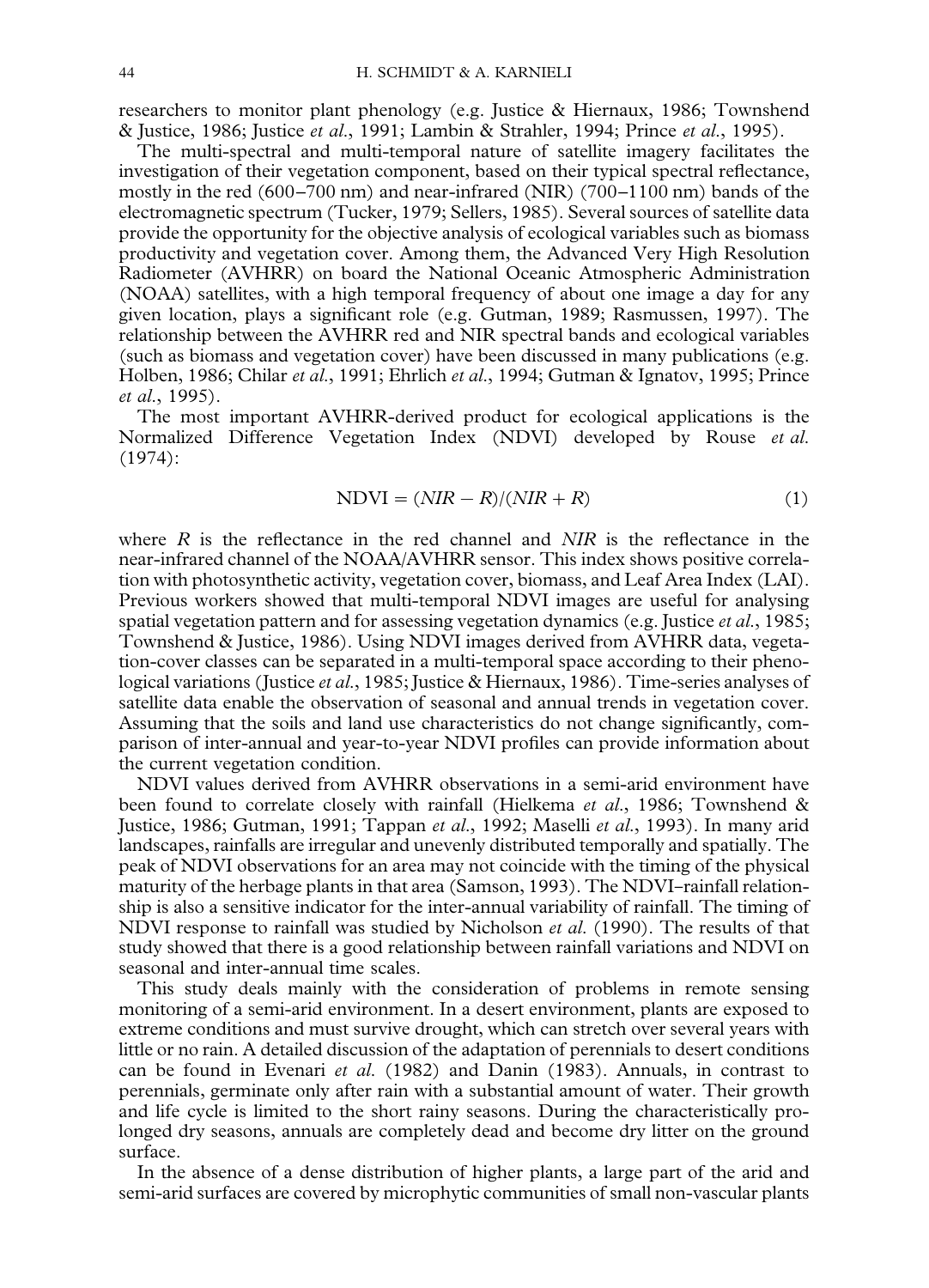researchers to monitor plant phenology (e.g. Justice & Hiernaux, 1986; Townshend & Justice, 1986; Justice *et al.*, 1991; Lambin & Strahler, 1994; Prince *et al.*, 1995).

The multi-spectral and multi-temporal nature of satellite imagery facilitates the investigation of their vegetation component, based on their typical spectral reflectance, mostly in the red (600–700 nm) and near-infrared (NIR) (700–1100 nm) bands of the electromagnetic spectrum (Tucker, 1979; Sellers, 1985). Several sources of satellite data provide the opportunity for the objective analysis of ecological variables such as biomass productivity and vegetation cover. Among them, the Advanced Very High Resolution Radiometer (AVHRR) on board the National Oceanic Atmospheric Administration (NOAA) satellites, with a high temporal frequency of about one image a day for any given location, plays a significant role (e.g. Gutman, 1989; Rasmussen, 1997). The relationship between the AVHRR red and NIR spectral bands and ecological variables (such as biomass and vegetation cover) have been discussed in many publications (e.g. Holben, 1986; Chilar *et al.*, 1991; Ehrlich *et al.*, 1994; Gutman & Ignatov, 1995; Prince *et al.*, 1995).

The most important AVHRR-derived product for ecological applications is the Normalized Difference Vegetation Index (NDVI) developed by Rouse *et al.* (1974):

$$\mathrm{NDVI} = (NIR - R)/(NIR + R) \tag{1}$$

where $R$ is the reflectance in the red channel and $NIR$ is the reflectance in the near-infrared channel of the NOAA/AVHRR sensor. This index shows positive correlation with photosynthetic activity, vegetation cover, biomass, and Leaf Area Index (LAI). Previous workers showed that multi-temporal NDVI images are useful for analysing spatial vegetation pattern and for assessing vegetation dynamics (e.g. Justice *et al.*, 1985; Townshend & Justice, 1986). Using NDVI images derived from AVHRR data, vegetation-cover classes can be separated in a multi-temporal space according to their phenological variations (Justice *et al.*, 1985; Justice & Hiernaux, 1986). Time-series analyses of satellite data enable the observation of seasonal and annual trends in vegetation cover. Assuming that the soils and land use characteristics do not change significantly, comparison of inter-annual and year-to-year NDVI profiles can provide information about the current vegetation condition.

NDVI values derived from AVHRR observations in a semi-arid environment have been found to correlate closely with rainfall (Hielkema *et al.*, 1986; Townshend & Justice, 1986; Gutman, 1991; Tappan *et al.*, 1992; Maselli *et al.*, 1993). In many arid landscapes, rainfalls are irregular and unevenly distributed temporally and spatially. The peak of NDVI observations for an area may not coincide with the timing of the physical maturity of the herbage plants in that area (Samson, 1993). The NDVI–rainfall relationship is also a sensitive indicator for the inter-annual variability of rainfall. The timing of NDVI response to rainfall was studied by Nicholson *et al.* (1990). The results of that study showed that there is a good relationship between rainfall variations and NDVI on seasonal and inter-annual time scales.

This study deals mainly with the consideration of problems in remote sensing monitoring of a semi-arid environment. In a desert environment, plants are exposed to extreme conditions and must survive drought, which can stretch over several years with little or no rain. A detailed discussion of the adaptation of perennials to desert conditions can be found in Evenari *et al.* (1982) and Danin (1983). Annuals, in contrast to perennials, germinate only after rain with a substantial amount of water. Their growth and life cycle is limited to the short rainy seasons. During the characteristically prolonged dry seasons, annuals are completely dead and become dry litter on the ground surface.

In the absence of a dense distribution of higher plants, a large part of the arid and semi-arid surfaces are covered by microphytic communities of small non-vascular plants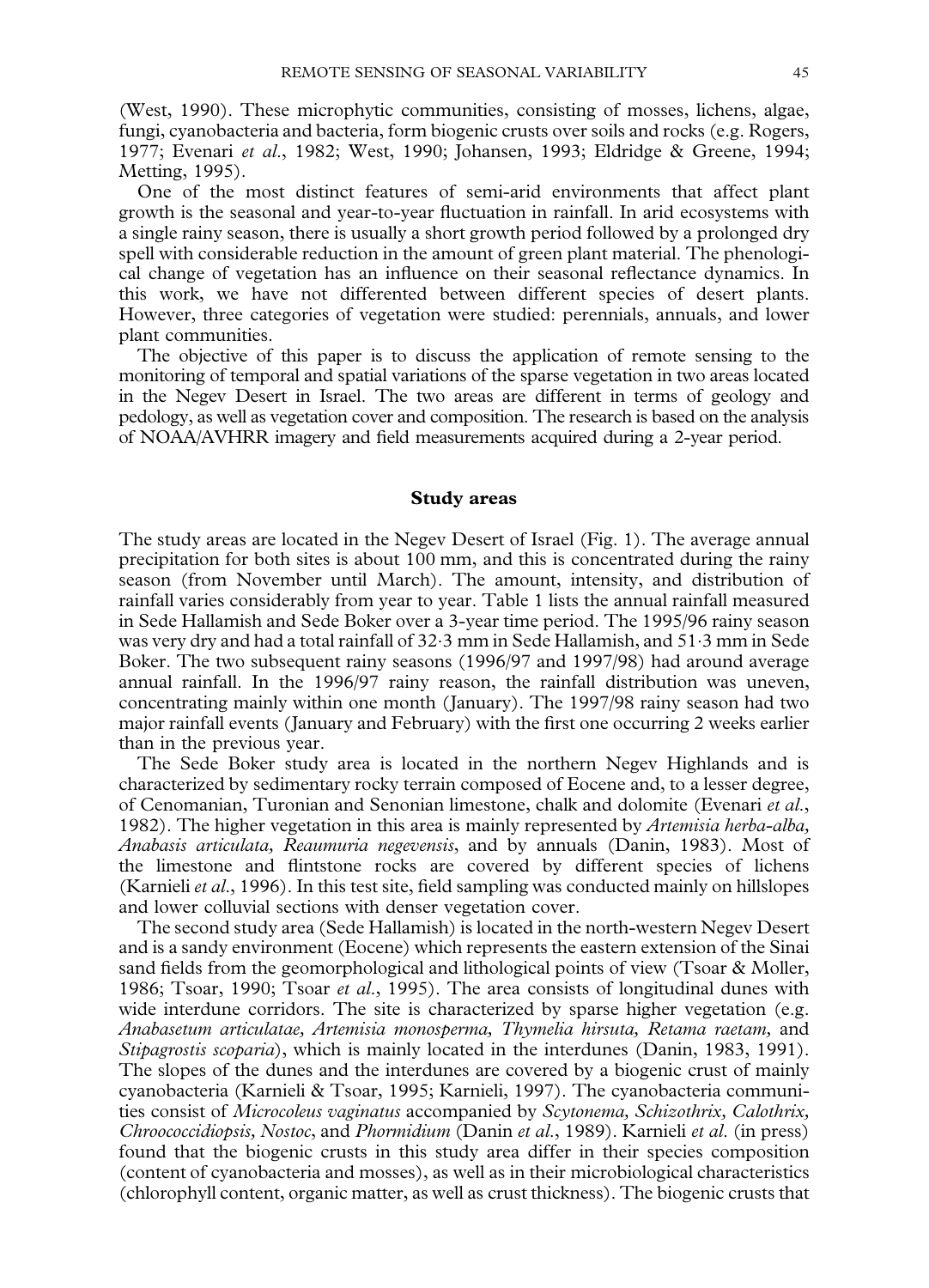(West, 1990). These microphytic communities, consisting of mosses, lichens, algae, fungi, cyanobacteria and bacteria, form biogenic crusts over soils and rocks (e.g. Rogers, 1977; Evenari *et al.*, 1982; West, 1990; Johansen, 1993; Eldridge & Greene, 1994; Metting, 1995).

One of the most distinct features of semi-arid environments that affect plant growth is the seasonal and year-to-year fluctuation in rainfall. In arid ecosystems with a single rainy season, there is usually a short growth period followed by a prolonged dry spell with considerable reduction in the amount of green plant material. The phenological change of vegetation has an influence on their seasonal reflectance dynamics. In this work, we have not differented between different species of desert plants. However, three categories of vegetation were studied: perennials, annuals, and lower plant communities.

The objective of this paper is to discuss the application of remote sensing to the monitoring of temporal and spatial variations of the sparse vegetation in two areas located in the Negev Desert in Israel. The two areas are different in terms of geology and pedology, as well as vegetation cover and composition. The research is based on the analysis of NOAA/AVHRR imagery and field measurements acquired during a 2-year period.

## Study areas

The study areas are located in the Negev Desert of Israel (Fig. 1). The average annual precipitation for both sites is about 100 mm, and this is concentrated during the rainy season (from November until March). The amount, intensity, and distribution of rainfall varies considerably from year to year. Table 1 lists the annual rainfall measured in Sede Hallamish and Sede Boker over a 3-year time period. The 1995/96 rainy season was very dry and had a total rainfall of 32·3 mm in Sede Hallamish, and 51·3 mm in Sede Boker. The two subsequent rainy seasons (1996/97 and 1997/98) had around average annual rainfall. In the 1996/97 rainy reason, the rainfall distribution was uneven, concentrating mainly within one month (January). The 1997/98 rainy season had two major rainfall events (January and February) with the first one occurring 2 weeks earlier than in the previous year.

The Sede Boker study area is located in the northern Negev Highlands and is characterized by sedimentary rocky terrain composed of Eocene and, to a lesser degree, of Cenomanian, Turonian and Senonian limestone, chalk and dolomite (Evenari *et al.*, 1982). The higher vegetation in this area is mainly represented by *Artemisia herba-alba, Anabasis articulata, Reaumuria negevensis*, and by annuals (Danin, 1983). Most of the limestone and flintstone rocks are covered by different species of lichens (Karnieli *et al.*, 1996). In this test site, field sampling was conducted mainly on hillslopes and lower colluvial sections with denser vegetation cover.

The second study area (Sede Hallamish) is located in the north-western Negev Desert and is a sandy environment (Eocene) which represents the eastern extension of the Sinai sand fields from the geomorphological and lithological points of view (Tsoar & Moller, 1986; Tsoar, 1990; Tsoar *et al.*, 1995). The area consists of longitudinal dunes with wide interdune corridors. The site is characterized by sparse higher vegetation (e.g. *Anabasetum articulatae, Artemisia monosperma, Thymelia hirsuta, Retama raetam,* and *Stipagrostis scoparia*), which is mainly located in the interdunes (Danin, 1983, 1991). The slopes of the dunes and the interdunes are covered by a biogenic crust of mainly cyanobacteria (Karnieli & Tsoar, 1995; Karnieli, 1997). The cyanobacteria communities consist of *Microcoleus vaginatus* accompanied by *Scytonema, Schizothrix, Calothrix, Chroococcidiopsis, Nostoc*, and *Phormidium* (Danin *et al.*, 1989). Karnieli *et al.* (in press) found that the biogenic crusts in this study area differ in their species composition (content of cyanobacteria and mosses), as well as in their microbiological characteristics (chlorophyll content, organic matter, as well as crust thickness). The biogenic crusts that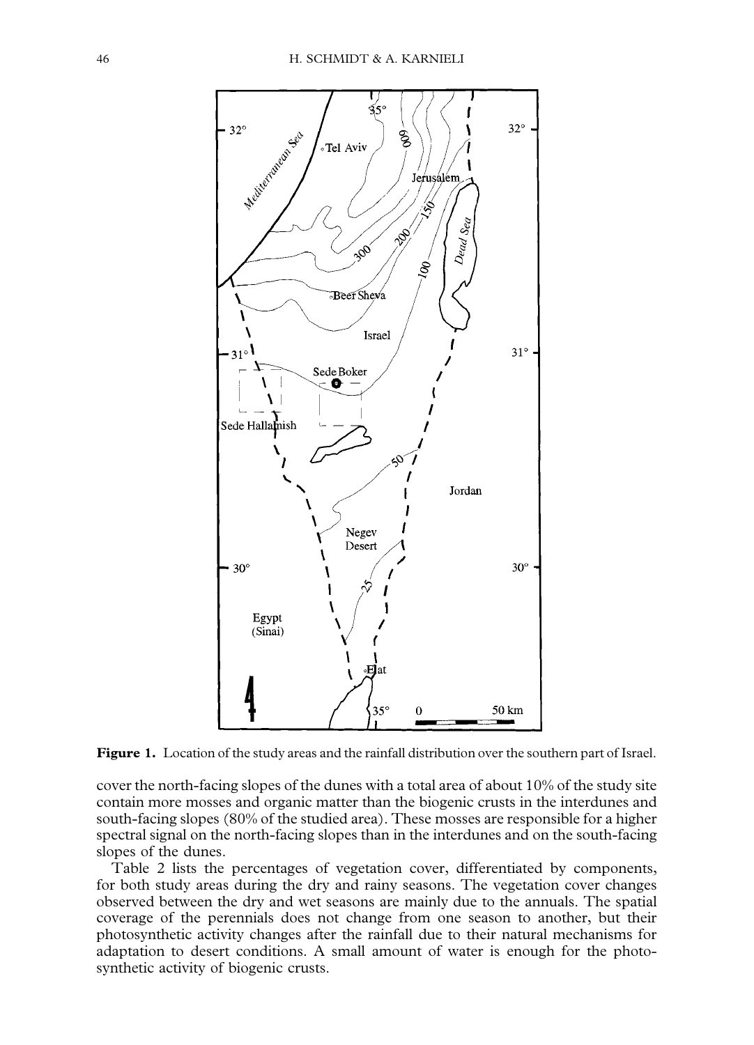**Figure 1.** Location of the study areas and the rainfall distribution over the southern part of Israel.

cover the north-facing slopes of the dunes with a total area of about 10% of the study site contain more mosses and organic matter than the biogenic crusts in the interdunes and south-facing slopes (80% of the studied area). These mosses are responsible for a higher spectral signal on the north-facing slopes than in the interdunes and on the south-facing slopes of the dunes.

Table 2 lists the percentages of vegetation cover, differentiated by components, for both study areas during the dry and rainy seasons. The vegetation cover changes observed between the dry and wet seasons are mainly due to the annuals. The spatial coverage of the perennials does not change from one season to another, but their photosynthetic activity changes after the rainfall due to their natural mechanisms for adaptation to desert conditions. A small amount of water is enough for the photosynthetic activity of biogenic crusts.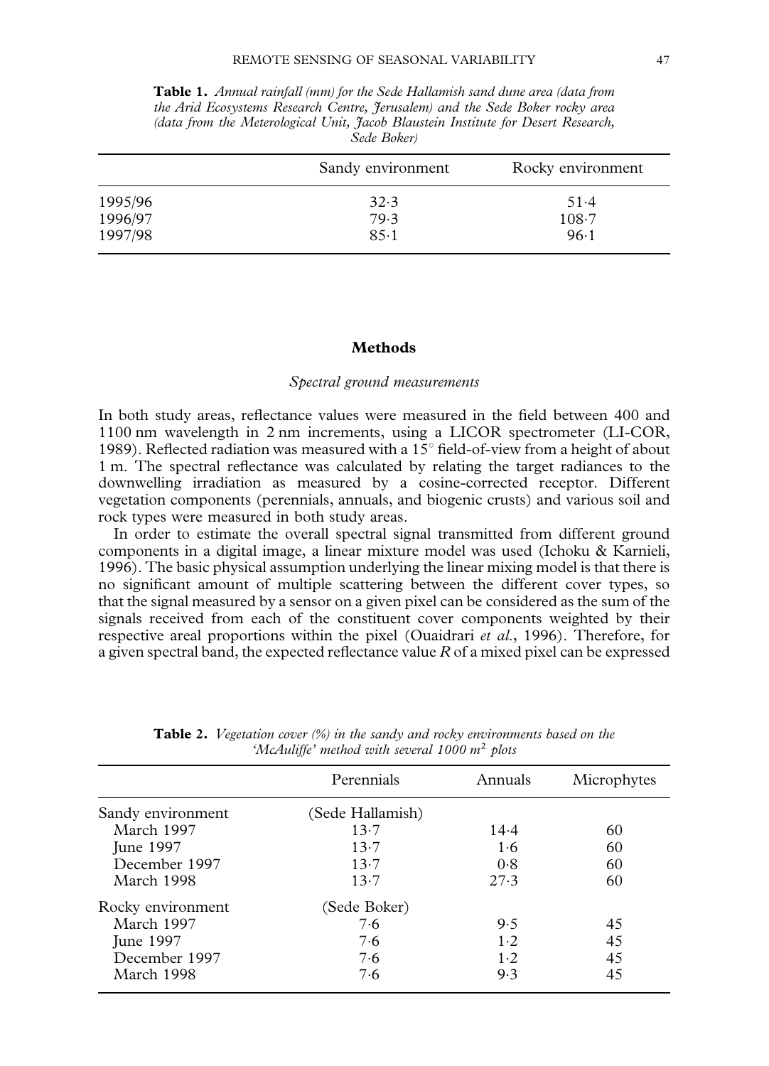**Table 1.** *Annual rainfall (mm) for the Sede Hallamish sand dune area (data from the Arid Ecosystems Research Centre, Jerusalem) and the Sede Boker rocky area (data from the Meterological Unit, Jacob Blaustein Institute for Desert Research, Sede Boker)*

| | Sandy environment | Rocky environment |
|---|---|---|
| 1995/96 | 32·3 | 51·4 |
| 1996/97 | 79·3 | 108·7 |
| 1997/98 | 85·1 | 96·1 |

## Methods

### *Spectral ground measurements*

In both study areas, reflectance values were measured in the field between 400 and 1100 nm wavelength in 2 nm increments, using a LICOR spectrometer (LI-COR, 1989). Reflected radiation was measured with a 15° field-of-view from a height of about 1 m. The spectral reflectance was calculated by relating the target radiances to the downwelling irradiation as measured by a cosine-corrected receptor. Different vegetation components (perennials, annuals, and biogenic crusts) and various soil and rock types were measured in both study areas.

In order to estimate the overall spectral signal transmitted from different ground components in a digital image, a linear mixture model was used (Ichoku & Karnieli, 1996). The basic physical assumption underlying the linear mixing model is that there is no significant amount of multiple scattering between the different cover types, so that the signal measured by a sensor on a given pixel can be considered as the sum of the signals received from each of the constituent cover components weighted by their respective areal proportions within the pixel (Ouaidrari *et al.*, 1996). Therefore, for a given spectral band, the expected reflectance value $R$ of a mixed pixel can be expressed

**Table 2.** *Vegetation cover (%) in the sandy and rocky environments based on the 'McAuliffe' method with several 1000 m² plots*

| | Perennials | Annuals | Microphytes |
|---|---|---|---|
| Sandy environment | (Sede Hallamish) | | |
| March 1997 | 13·7 | 14·4 | 60 |
| June 1997 | 13·7 | 1·6 | 60 |
| December 1997 | 13·7 | 0·8 | 60 |
| March 1998 | 13·7 | 27·3 | 60 |
| Rocky environment | (Sede Boker) | | |
| March 1997 | 7·6 | 9·5 | 45 |
| June 1997 | 7·6 | 1·2 | 45 |
| December 1997 | 7·6 | 1·2 | 45 |
| March 1998 | 7·6 | 9·3 | 45 |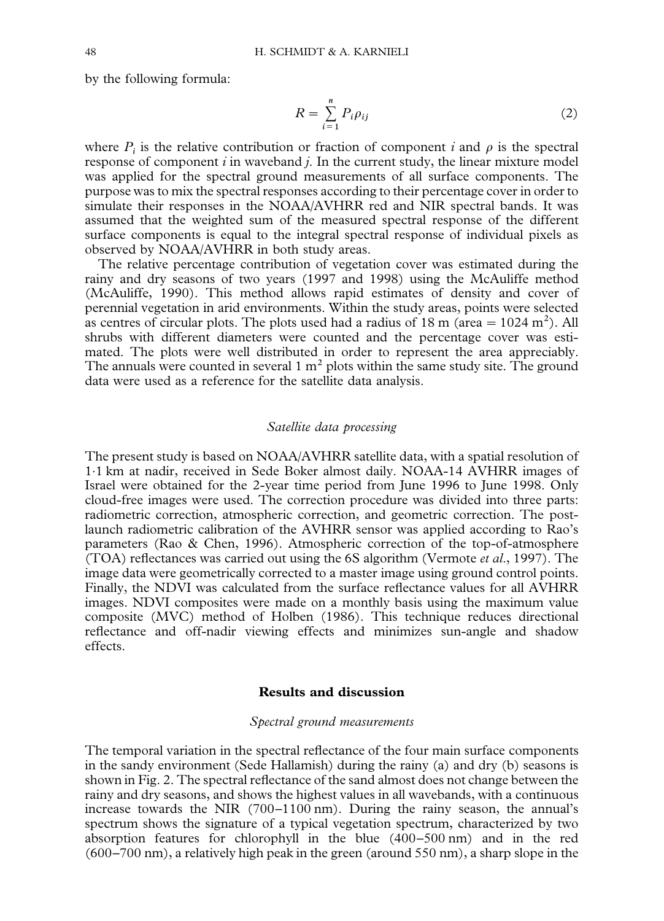by the following formula:

$$R = \sum_{i=1}^{n} P_i \rho_{ij} \tag{2}$$

where $P_i$ is the relative contribution or fraction of component $i$ and $\rho$ is the spectral response of component $i$ in waveband $j$. In the current study, the linear mixture model was applied for the spectral ground measurements of all surface components. The purpose was to mix the spectral responses according to their percentage cover in order to simulate their responses in the NOAA/AVHRR red and NIR spectral bands. It was assumed that the weighted sum of the measured spectral response of the different surface components is equal to the integral spectral response of individual pixels as observed by NOAA/AVHRR in both study areas.

The relative percentage contribution of vegetation cover was estimated during the rainy and dry seasons of two years (1997 and 1998) using the McAuliffe method (McAuliffe, 1990). This method allows rapid estimates of density and cover of perennial vegetation in arid environments. Within the study areas, points were selected as centres of circular plots. The plots used had a radius of 18 m (area = 1024 $m^2$). All shrubs with different diameters were counted and the percentage cover was estimated. The plots were well distributed in order to represent the area appreciably. The annuals were counted in several 1 $m^2$ plots within the same study site. The ground data were used as a reference for the satellite data analysis.

### *Satellite data processing*

The present study is based on NOAA/AVHRR satellite data, with a spatial resolution of 1·1 km at nadir, received in Sede Boker almost daily. NOAA-14 AVHRR images of Israel were obtained for the 2-year time period from June 1996 to June 1998. Only cloud-free images were used. The correction procedure was divided into three parts: radiometric correction, atmospheric correction, and geometric correction. The post-launch radiometric calibration of the AVHRR sensor was applied according to Rao's parameters (Rao & Chen, 1996). Atmospheric correction of the top-of-atmosphere (TOA) reflectances was carried out using the 6S algorithm (Vermote *et al.*, 1997). The image data were geometrically corrected to a master image using ground control points. Finally, the NDVI was calculated from the surface reflectance values for all AVHRR images. NDVI composites were made on a monthly basis using the maximum value composite (MVC) method of Holben (1986). This technique reduces directional reflectance and off-nadir viewing effects and minimizes sun-angle and shadow effects.

## Results and discussion

### *Spectral ground measurements*

The temporal variation in the spectral reflectance of the four main surface components in the sandy environment (Sede Hallamish) during the rainy (a) and dry (b) seasons is shown in Fig. 2. The spectral reflectance of the sand almost does not change between the rainy and dry seasons, and shows the highest values in all wavebands, with a continuous increase towards the NIR (700–1100 nm). During the rainy season, the annual's spectrum shows the signature of a typical vegetation spectrum, characterized by two absorption features for chlorophyll in the blue (400–500 nm) and in the red (600–700 nm), a relatively high peak in the green (around 550 nm), a sharp slope in the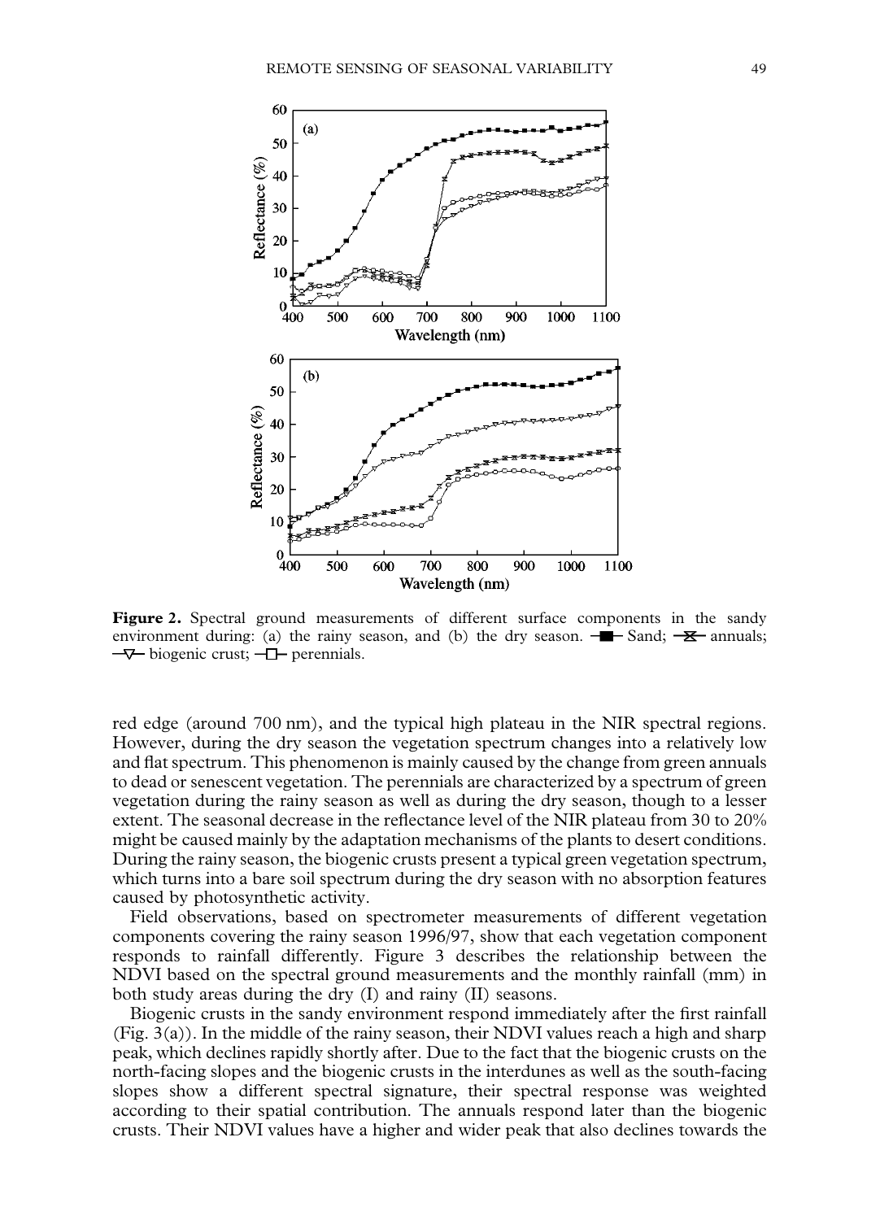**Figure 2.** Spectral ground measurements of different surface components in the sandy environment during: (a) the rainy season, and (b) the dry season. —■— Sand; —⧖— annuals; —▽— biogenic crust; —□— perennials.

red edge (around 700 nm), and the typical high plateau in the NIR spectral regions. However, during the dry season the vegetation spectrum changes into a relatively low and flat spectrum. This phenomenon is mainly caused by the change from green annuals to dead or senescent vegetation. The perennials are characterized by a spectrum of green vegetation during the rainy season as well as during the dry season, though to a lesser extent. The seasonal decrease in the reflectance level of the NIR plateau from 30 to 20% might be caused mainly by the adaptation mechanisms of the plants to desert conditions. During the rainy season, the biogenic crusts present a typical green vegetation spectrum, which turns into a bare soil spectrum during the dry season with no absorption features caused by photosynthetic activity.

Field observations, based on spectrometer measurements of different vegetation components covering the rainy season 1996/97, show that each vegetation component responds to rainfall differently. Figure 3 describes the relationship between the NDVI based on the spectral ground measurements and the monthly rainfall (mm) in both study areas during the dry (I) and rainy (II) seasons.

Biogenic crusts in the sandy environment respond immediately after the first rainfall (Fig. 3(a)). In the middle of the rainy season, their NDVI values reach a high and sharp peak, which declines rapidly shortly after. Due to the fact that the biogenic crusts on the north-facing slopes and the biogenic crusts in the interdunes as well as the south-facing slopes show a different spectral signature, their spectral response was weighted according to their spatial contribution. The annuals respond later than the biogenic crusts. Their NDVI values have a higher and wider peak that also declines towards the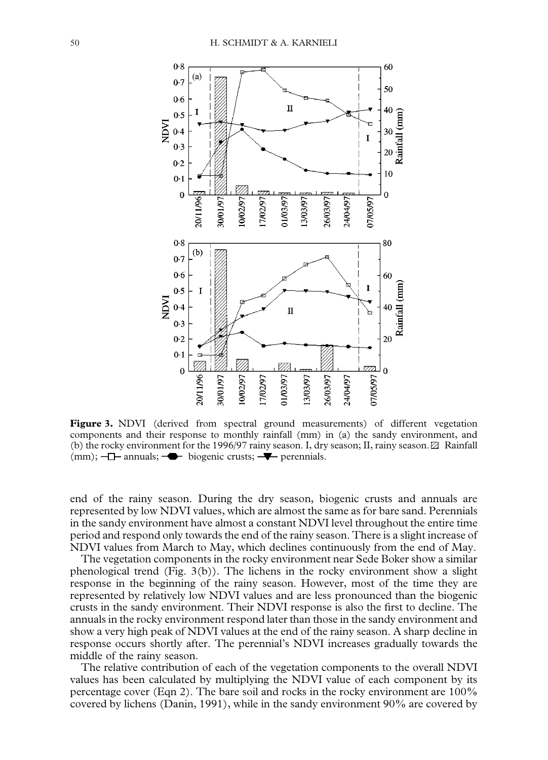**Figure 3.** NDVI (derived from spectral ground measurements) of different vegetation components and their response to monthly rainfall (mm) in (a) the sandy environment, and (b) the rocky environment for the 1996/97 rainy season. I, dry season; II, rainy season. ▨ Rainfall (mm); —□— annuals; —●— biogenic crusts; —▼— perennials.

end of the rainy season. During the dry season, biogenic crusts and annuals are represented by low NDVI values, which are almost the same as for bare sand. Perennials in the sandy environment have almost a constant NDVI level throughout the entire time period and respond only towards the end of the rainy season. There is a slight increase of NDVI values from March to May, which declines continuously from the end of May.

The vegetation components in the rocky environment near Sede Boker show a similar phenological trend (Fig. 3(b)). The lichens in the rocky environment show a slight response in the beginning of the rainy season. However, most of the time they are represented by relatively low NDVI values and are less pronounced than the biogenic crusts in the sandy environment. Their NDVI response is also the first to decline. The annuals in the rocky environment respond later than those in the sandy environment and show a very high peak of NDVI values at the end of the rainy season. A sharp decline in response occurs shortly after. The perennial's NDVI increases gradually towards the middle of the rainy season.

The relative contribution of each of the vegetation components to the overall NDVI values has been calculated by multiplying the NDVI value of each component by its percentage cover (Eqn 2). The bare soil and rocks in the rocky environment are 100% covered by lichens (Danin, 1991), while in the sandy environment 90% are covered by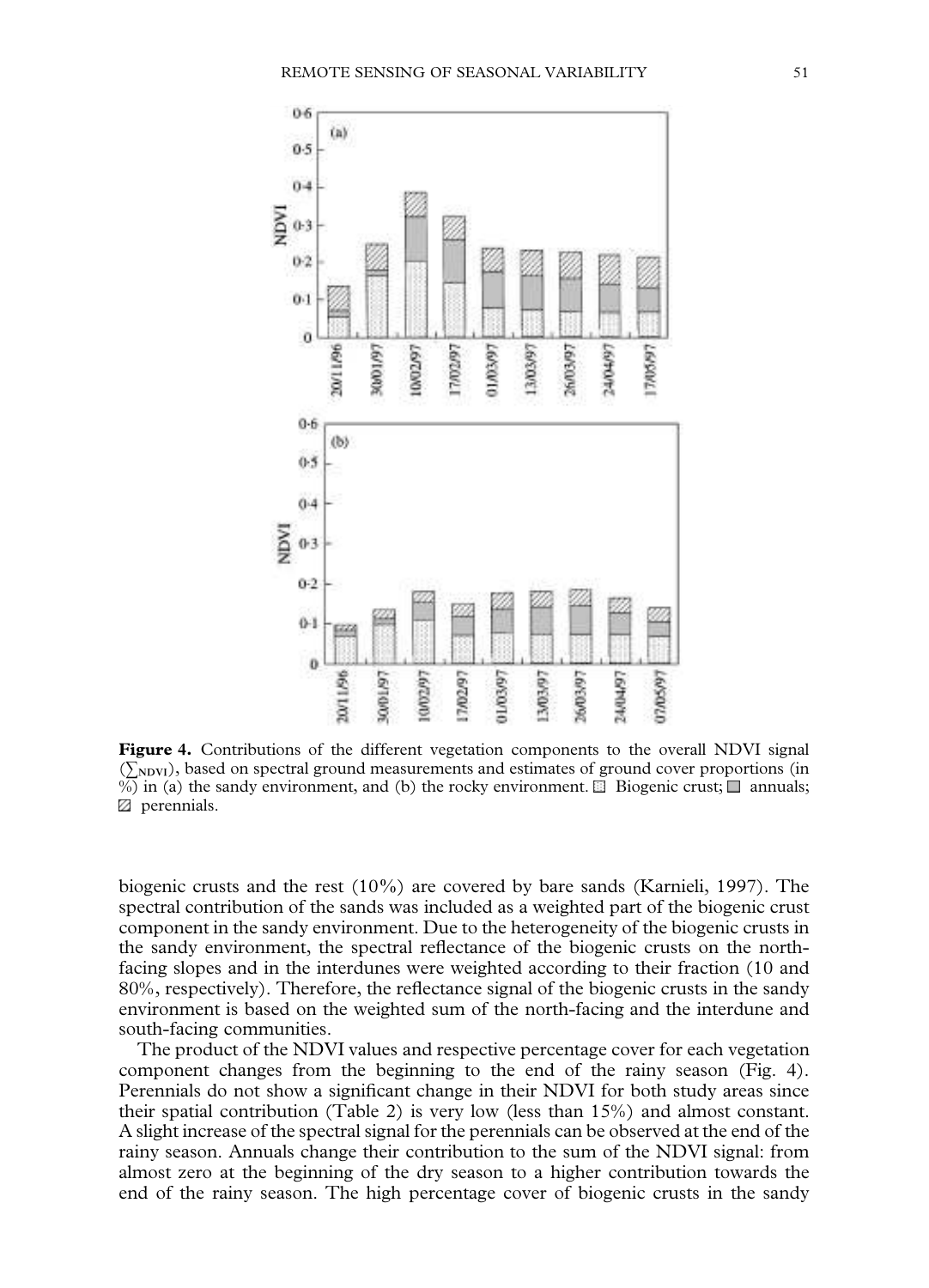**Figure 4.** Contributions of the different vegetation components to the overall NDVI signal ($\sum_{NDVI}$), based on spectral ground measurements and estimates of ground cover proportions (in %) in (a) the sandy environment, and (b) the rocky environment. ▨ Biogenic crust; ■ annuals; ▨ perennials.

biogenic crusts and the rest (10%) are covered by bare sands (Karnieli, 1997). The spectral contribution of the sands was included as a weighted part of the biogenic crust component in the sandy environment. Due to the heterogeneity of the biogenic crusts in the sandy environment, the spectral reflectance of the biogenic crusts on the north-facing slopes and in the interdunes were weighted according to their fraction (10 and 80%, respectively). Therefore, the reflectance signal of the biogenic crusts in the sandy environment is based on the weighted sum of the north-facing and the interdune and south-facing communities.

The product of the NDVI values and respective percentage cover for each vegetation component changes from the beginning to the end of the rainy season (Fig. 4). Perennials do not show a significant change in their NDVI for both study areas since their spatial contribution (Table 2) is very low (less than 15%) and almost constant. A slight increase of the spectral signal for the perennials can be observed at the end of the rainy season. Annuals change their contribution to the sum of the NDVI signal: from almost zero at the beginning of the dry season to a higher contribution towards the end of the rainy season. The high percentage cover of biogenic crusts in the sandy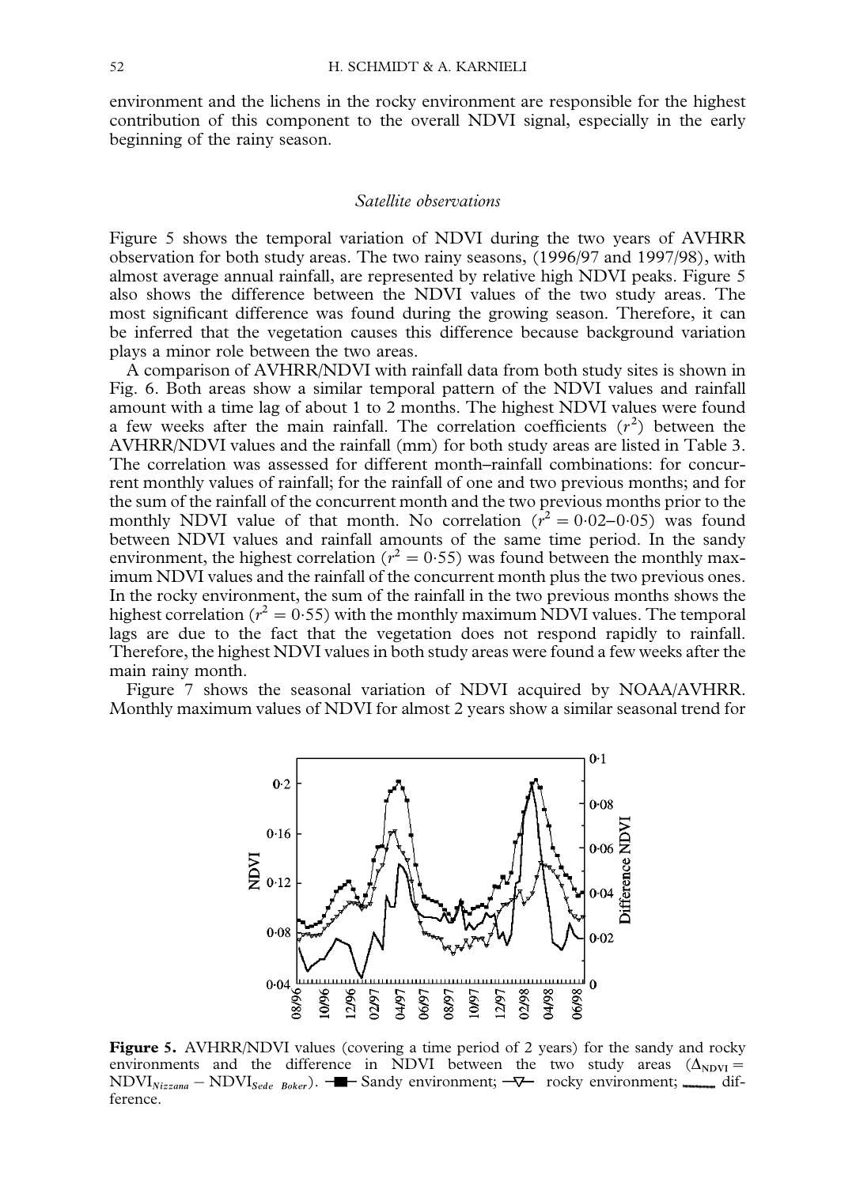environment and the lichens in the rocky environment are responsible for the highest contribution of this component to the overall NDVI signal, especially in the early beginning of the rainy season.

### *Satellite observations*

Figure 5 shows the temporal variation of NDVI during the two years of AVHRR observation for both study areas. The two rainy seasons, (1996/97 and 1997/98), with almost average annual rainfall, are represented by relative high NDVI peaks. Figure 5 also shows the difference between the NDVI values of the two study areas. The most significant difference was found during the growing season. Therefore, it can be inferred that the vegetation causes this difference because background variation plays a minor role between the two areas.

A comparison of AVHRR/NDVI with rainfall data from both study sites is shown in Fig. 6. Both areas show a similar temporal pattern of the NDVI values and rainfall amount with a time lag of about 1 to 2 months. The highest NDVI values were found a few weeks after the main rainfall. The correlation coefficients ($r^2$) between the AVHRR/NDVI values and the rainfall (mm) for both study areas are listed in Table 3. The correlation was assessed for different month–rainfall combinations: for concurrent monthly values of rainfall; for the rainfall of one and two previous months; and for the sum of the rainfall of the concurrent month and the two previous months prior to the monthly NDVI value of that month. No correlation ($r^2 = 0{\cdot}02$–$0{\cdot}05$) was found between NDVI values and rainfall amounts of the same time period. In the sandy environment, the highest correlation ($r^2 = 0{\cdot}55$) was found between the monthly maximum NDVI values and the rainfall of the concurrent month plus the two previous ones. In the rocky environment, the sum of the rainfall in the two previous months shows the highest correlation ($r^2 = 0{\cdot}55$) with the monthly maximum NDVI values. The temporal lags are due to the fact that the vegetation does not respond rapidly to rainfall. Therefore, the highest NDVI values in both study areas were found a few weeks after the main rainy month.

Figure 7 shows the seasonal variation of NDVI acquired by NOAA/AVHRR. Monthly maximum values of NDVI for almost 2 years show a similar seasonal trend for

**Figure 5.** AVHRR/NDVI values (covering a time period of 2 years) for the sandy and rocky environments and the difference in NDVI between the two study areas ($\Delta_{\mathrm{NDVI}} = \mathrm{NDVI}_{Nizzana} - \mathrm{NDVI}_{Sede\ Boker}$). —■— Sandy environment; —▽— rocky environment; —— difference.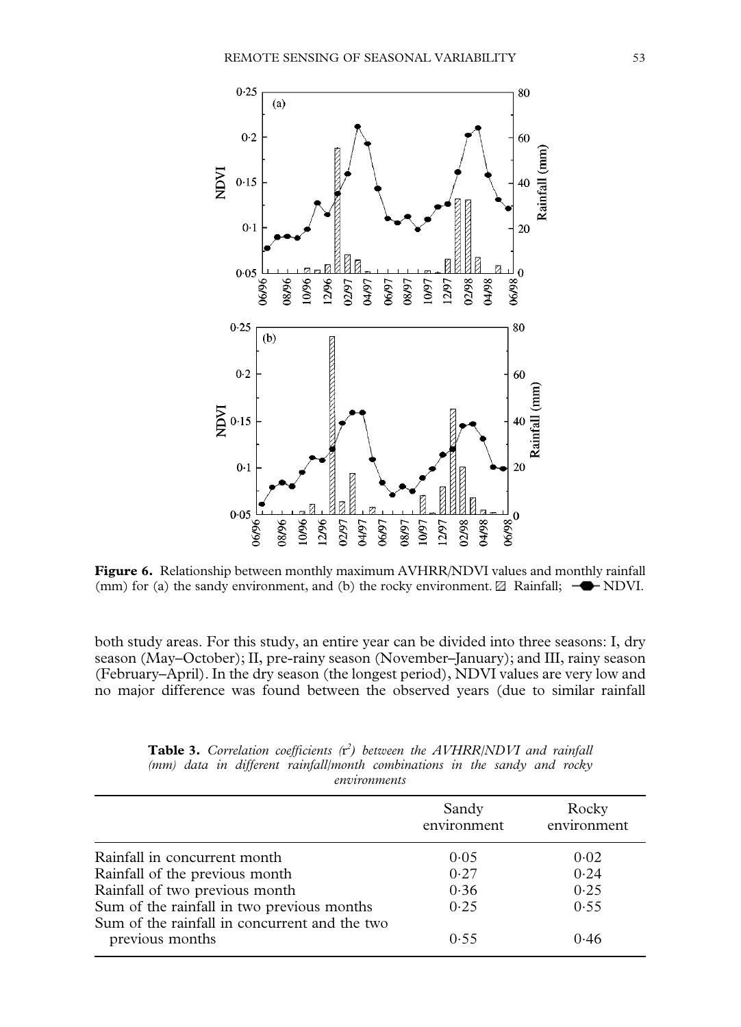Figure 6. Relationship between monthly maximum AVHRR/NDVI values and monthly rainfall (mm) for (a) the sandy environment, and (b) the rocky environment. ▨ Rainfall; —⬢— NDVI.

both study areas. For this study, an entire year can be divided into three seasons: I, dry season (May–October); II, pre-rainy season (November–January); and III, rainy season (February–April). In the dry season (the longest period), NDVI values are very low and no major difference was found between the observed years (due to similar rainfall

**Table 3.** *Correlation coefficients ($r^2$) between the AVHRR/NDVI and rainfall (mm) data in different rainfall/month combinations in the sandy and rocky environments*

| | Sandy environment | Rocky environment |
|---|---|---|
| Rainfall in concurrent month | 0·05 | 0·02 |
| Rainfall of the previous month | 0·27 | 0·24 |
| Rainfall of two previous month | 0·36 | 0·25 |
| Sum of the rainfall in two previous months | 0·25 | 0·55 |
| Sum of the rainfall in concurrent and the two previous months | 0·55 | 0·46 |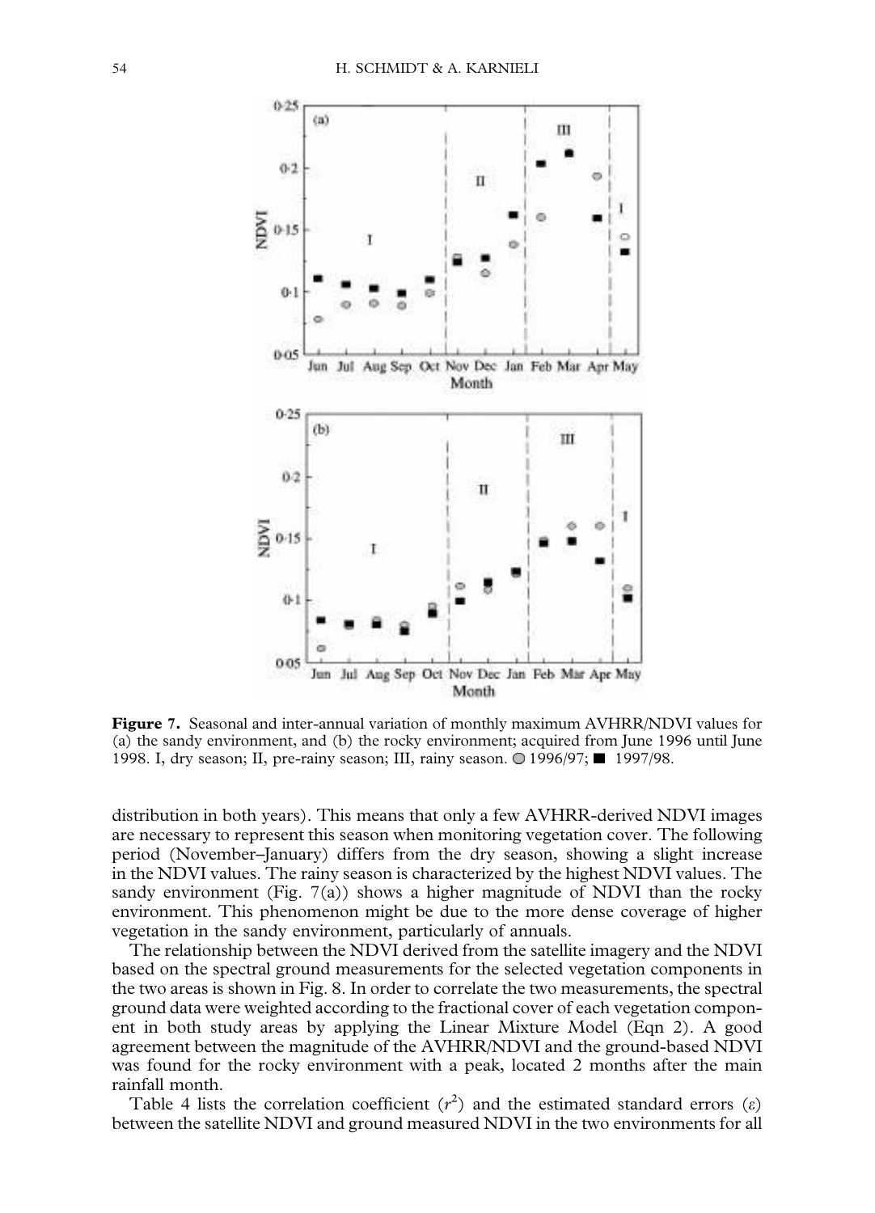**Figure 7.** Seasonal and inter-annual variation of monthly maximum AVHRR/NDVI values for (a) the sandy environment, and (b) the rocky environment; acquired from June 1996 until June 1998. I, dry season; II, pre-rainy season; III, rainy season. ○ 1996/97; ■ 1997/98.

distribution in both years). This means that only a few AVHRR-derived NDVI images are necessary to represent this season when monitoring vegetation cover. The following period (November–January) differs from the dry season, showing a slight increase in the NDVI values. The rainy season is characterized by the highest NDVI values. The sandy environment (Fig. 7(a)) shows a higher magnitude of NDVI than the rocky environment. This phenomenon might be due to the more dense coverage of higher vegetation in the sandy environment, particularly of annuals.

The relationship between the NDVI derived from the satellite imagery and the NDVI based on the spectral ground measurements for the selected vegetation components in the two areas is shown in Fig. 8. In order to correlate the two measurements, the spectral ground data were weighted according to the fractional cover of each vegetation component in both study areas by applying the Linear Mixture Model (Eqn 2). A good agreement between the magnitude of the AVHRR/NDVI and the ground-based NDVI was found for the rocky environment with a peak, located 2 months after the main rainfall month.

Table 4 lists the correlation coefficient ($r^2$) and the estimated standard errors ($\varepsilon$) between the satellite NDVI and ground measured NDVI in the two environments for all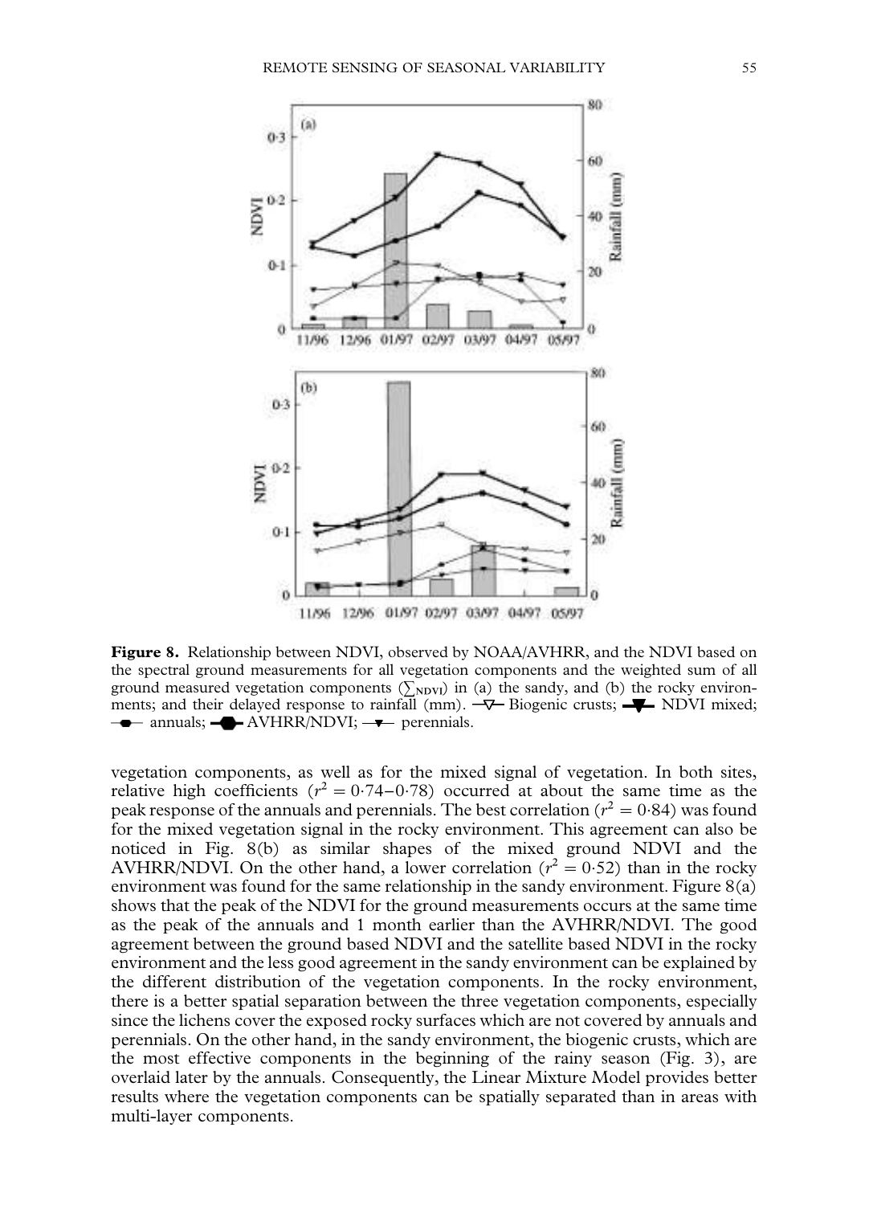**Figure 8.** Relationship between NDVI, observed by NOAA/AVHRR, and the NDVI based on the spectral ground measurements for all vegetation components and the weighted sum of all ground measured vegetation components ($\sum_{NDVI}$) in (a) the sandy, and (b) the rocky environments; and their delayed response to rainfall (mm). —▽— Biogenic crusts; —▼— NDVI mixed; —●— annuals; —⬣— AVHRR/NDVI; —▾— perennials.

vegetation components, as well as for the mixed signal of vegetation. In both sites, relative high coefficients ($r^2 = 0{\cdot}74$–$0{\cdot}78$) occurred at about the same time as the peak response of the annuals and perennials. The best correlation ($r^2 = 0{\cdot}84$) was found for the mixed vegetation signal in the rocky environment. This agreement can also be noticed in Fig. 8(b) as similar shapes of the mixed ground NDVI and the AVHRR/NDVI. On the other hand, a lower correlation ($r^2 = 0{\cdot}52$) than in the rocky environment was found for the same relationship in the sandy environment. Figure 8(a) shows that the peak of the NDVI for the ground measurements occurs at the same time as the peak of the annuals and 1 month earlier than the AVHRR/NDVI. The good agreement between the ground based NDVI and the satellite based NDVI in the rocky environment and the less good agreement in the sandy environment can be explained by the different distribution of the vegetation components. In the rocky environment, there is a better spatial separation between the three vegetation components, especially since the lichens cover the exposed rocky surfaces which are not covered by annuals and perennials. On the other hand, in the sandy environment, the biogenic crusts, which are the most effective components in the beginning of the rainy season (Fig. 3), are overlaid later by the annuals. Consequently, the Linear Mixture Model provides better results where the vegetation components can be spatially separated than in areas with multi-layer components.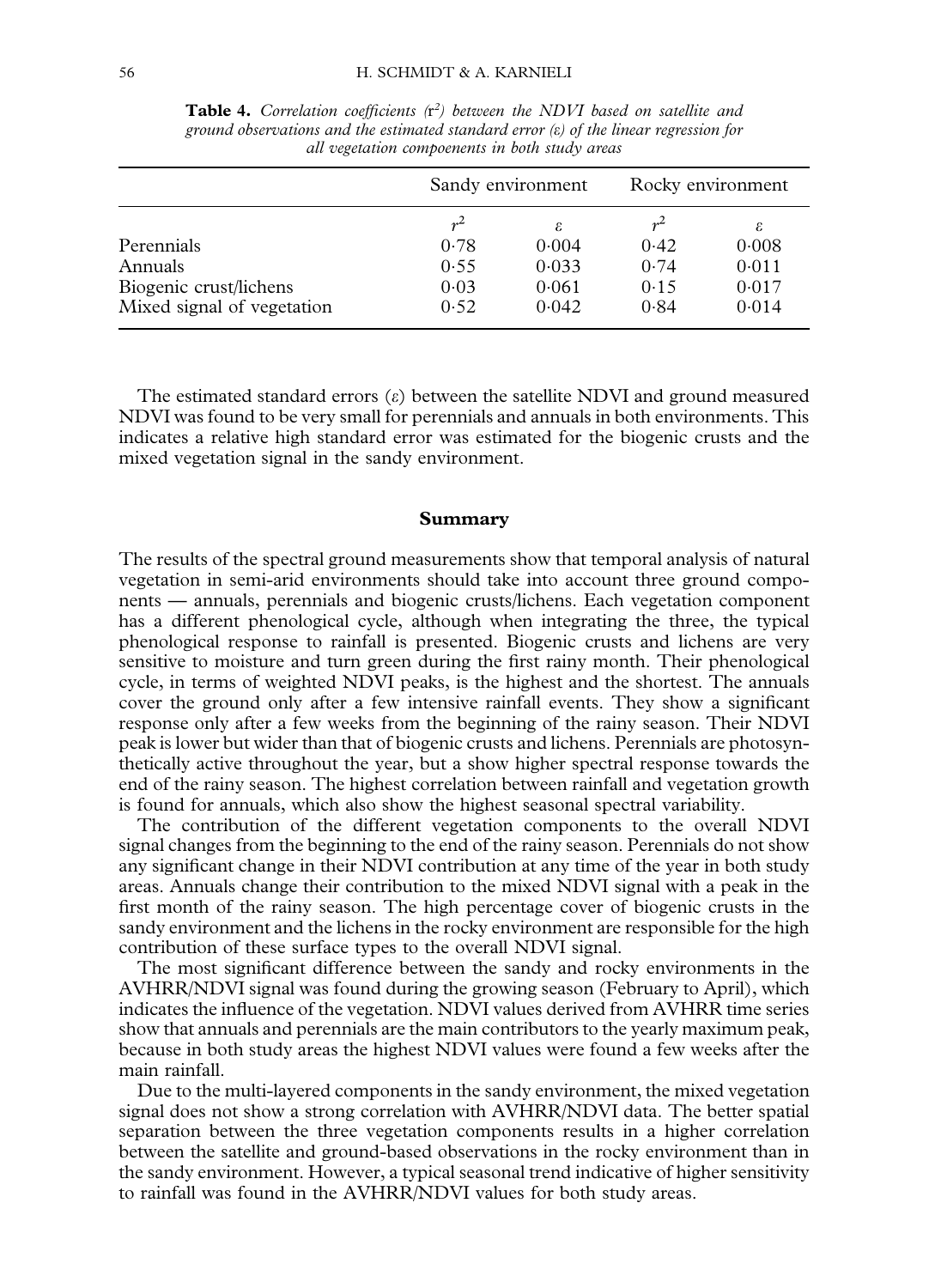**Table 4.** *Correlation coefficients ($r^2$) between the NDVI based on satellite and ground observations and the estimated standard error (ε) of the linear regression for all vegetation compoenents in both study areas*

| | Sandy environment | | Rocky environment | |
|---|---|---|---|---|
| | $r^2$ | $\varepsilon$ | $r^2$ | $\varepsilon$ |
| Perennials | 0·78 | 0·004 | 0·42 | 0·008 |
| Annuals | 0·55 | 0·033 | 0·74 | 0·011 |
| Biogenic crust/lichens | 0·03 | 0·061 | 0·15 | 0·017 |
| Mixed signal of vegetation | 0·52 | 0·042 | 0·84 | 0·014 |

The estimated standard errors ($\varepsilon$) between the satellite NDVI and ground measured NDVI was found to be very small for perennials and annuals in both environments. This indicates a relative high standard error was estimated for the biogenic crusts and the mixed vegetation signal in the sandy environment.

## Summary

The results of the spectral ground measurements show that temporal analysis of natural vegetation in semi-arid environments should take into account three ground components — annuals, perennials and biogenic crusts/lichens. Each vegetation component has a different phenological cycle, although when integrating the three, the typical phenological response to rainfall is presented. Biogenic crusts and lichens are very sensitive to moisture and turn green during the first rainy month. Their phenological cycle, in terms of weighted NDVI peaks, is the highest and the shortest. The annuals cover the ground only after a few intensive rainfall events. They show a significant response only after a few weeks from the beginning of the rainy season. Their NDVI peak is lower but wider than that of biogenic crusts and lichens. Perennials are photosynthetically active throughout the year, but a show higher spectral response towards the end of the rainy season. The highest correlation between rainfall and vegetation growth is found for annuals, which also show the highest seasonal spectral variability.

The contribution of the different vegetation components to the overall NDVI signal changes from the beginning to the end of the rainy season. Perennials do not show any significant change in their NDVI contribution at any time of the year in both study areas. Annuals change their contribution to the mixed NDVI signal with a peak in the first month of the rainy season. The high percentage cover of biogenic crusts in the sandy environment and the lichens in the rocky environment are responsible for the high contribution of these surface types to the overall NDVI signal.

The most significant difference between the sandy and rocky environments in the AVHRR/NDVI signal was found during the growing season (February to April), which indicates the influence of the vegetation. NDVI values derived from AVHRR time series show that annuals and perennials are the main contributors to the yearly maximum peak, because in both study areas the highest NDVI values were found a few weeks after the main rainfall.

Due to the multi-layered components in the sandy environment, the mixed vegetation signal does not show a strong correlation with AVHRR/NDVI data. The better spatial separation between the three vegetation components results in a higher correlation between the satellite and ground-based observations in the rocky environment than in the sandy environment. However, a typical seasonal trend indicative of higher sensitivity to rainfall was found in the AVHRR/NDVI values for both study areas.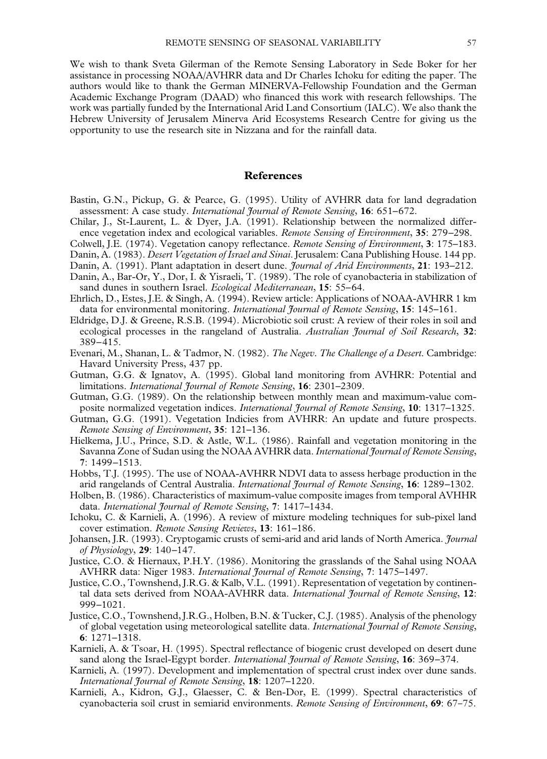We wish to thank Sveta Gilerman of the Remote Sensing Laboratory in Sede Boker for her assistance in processing NOAA/AVHRR data and Dr Charles Ichoku for editing the paper. The authors would like to thank the German MINERVA-Fellowship Foundation and the German Academic Exchange Program (DAAD) who financed this work with research fellowships. The work was partially funded by the International Arid Land Consortium (IALC). We also thank the Hebrew University of Jerusalem Minerva Arid Ecosystems Research Centre for giving us the opportunity to use the research site in Nizzana and for the rainfall data.

## References

Bastin, G.N., Pickup, G. & Pearce, G. (1995). Utility of AVHRR data for land degradation assessment: A case study. *International Journal of Remote Sensing*, **16**: 651–672.

Chilar, J., St-Laurent, L. & Dyer, J.A. (1991). Relationship between the normalized difference vegetation index and ecological variables. *Remote Sensing of Environment*, **35**: 279–298.

Colwell, J.E. (1974). Vegetation canopy reflectance. *Remote Sensing of Environment*, **3**: 175–183.

Danin, A. (1983). *Desert Vegetation of Israel and Sinai*. Jerusalem: Cana Publishing House. 144 pp.

Danin, A. (1991). Plant adaptation in desert dune. *Journal of Arid Environments*, **21**: 193–212.

Danin, A., Bar-Or, Y., Dor, I. & Yisraeli, T. (1989). The role of cyanobacteria in stabilization of sand dunes in southern Israel. *Ecological Mediterranean*, **15**: 55–64.

Ehrlich, D., Estes, J.E. & Singh, A. (1994). Review article: Applications of NOAA-AVHRR 1 km data for environmental monitoring. *International Journal of Remote Sensing*, **15**: 145–161.

Eldridge, D.J. & Greene, R.S.B. (1994). Microbiotic soil crust: A review of their roles in soil and ecological processes in the rangeland of Australia. *Australian Journal of Soil Research*, **32**: 389–415.

Evenari, M., Shanan, L. & Tadmor, N. (1982). *The Negev. The Challenge of a Desert*. Cambridge: Havard University Press, 437 pp.

Gutman, G.G. & Ignatov, A. (1995). Global land monitoring from AVHRR: Potential and limitations. *International Journal of Remote Sensing*, **16**: 2301–2309.

Gutman, G.G. (1989). On the relationship between monthly mean and maximum-value composite normalized vegetation indices. *International Journal of Remote Sensing*, **10**: 1317–1325.

Gutman, G.G. (1991). Vegetation Indicies from AVHRR: An update and future prospects. *Remote Sensing of Environment*, **35**: 121–136.

Hielkema, J.U., Prince, S.D. & Astle, W.L. (1986). Rainfall and vegetation monitoring in the Savanna Zone of Sudan using the NOAA AVHRR data. *International Journal of Remote Sensing*, **7**: 1499–1513.

Hobbs, T.J. (1995). The use of NOAA-AVHRR NDVI data to assess herbage production in the arid rangelands of Central Australia. *International Journal of Remote Sensing*, **16**: 1289–1302.

Holben, B. (1986). Characteristics of maximum-value composite images from temporal AVHHR data. *International Journal of Remote Sensing*, **7**: 1417–1434.

Ichoku, C. & Karnieli, A. (1996). A review of mixture modeling techniques for sub-pixel land cover estimation. *Remote Sensing Reviews*, **13**: 161–186.

Johansen, J.R. (1993). Cryptogamic crusts of semi-arid and arid lands of North America. *Journal of Physiology*, **29**: 140–147.

Justice, C.O. & Hiernaux, P.H.Y. (1986). Monitoring the grasslands of the Sahal using NOAA AVHRR data: Niger 1983. *International Journal of Remote Sensing*, **7**: 1475–1497.

Justice, C.O., Townshend, J.R.G. & Kalb, V.L. (1991). Representation of vegetation by continental data sets derived from NOAA-AVHRR data. *International Journal of Remote Sensing*, **12**: 999–1021.

Justice, C.O., Townshend, J.R.G., Holben, B.N. & Tucker, C.J. (1985). Analysis of the phenology of global vegetation using meteorological satellite data. *International Journal of Remote Sensing*, **6**: 1271–1318.

Karnieli, A. & Tsoar, H. (1995). Spectral reflectance of biogenic crust developed on desert dune sand along the Israel-Egypt border. *International Journal of Remote Sensing*, **16**: 369–374.

Karnieli, A. (1997). Development and implementation of spectral crust index over dune sands. *International Journal of Remote Sensing*, **18**: 1207–1220.

Karnieli, A., Kidron, G.J., Glaesser, C. & Ben-Dor, E. (1999). Spectral characteristics of cyanobacteria soil crust in semiarid environments. *Remote Sensing of Environment*, **69**: 67–75.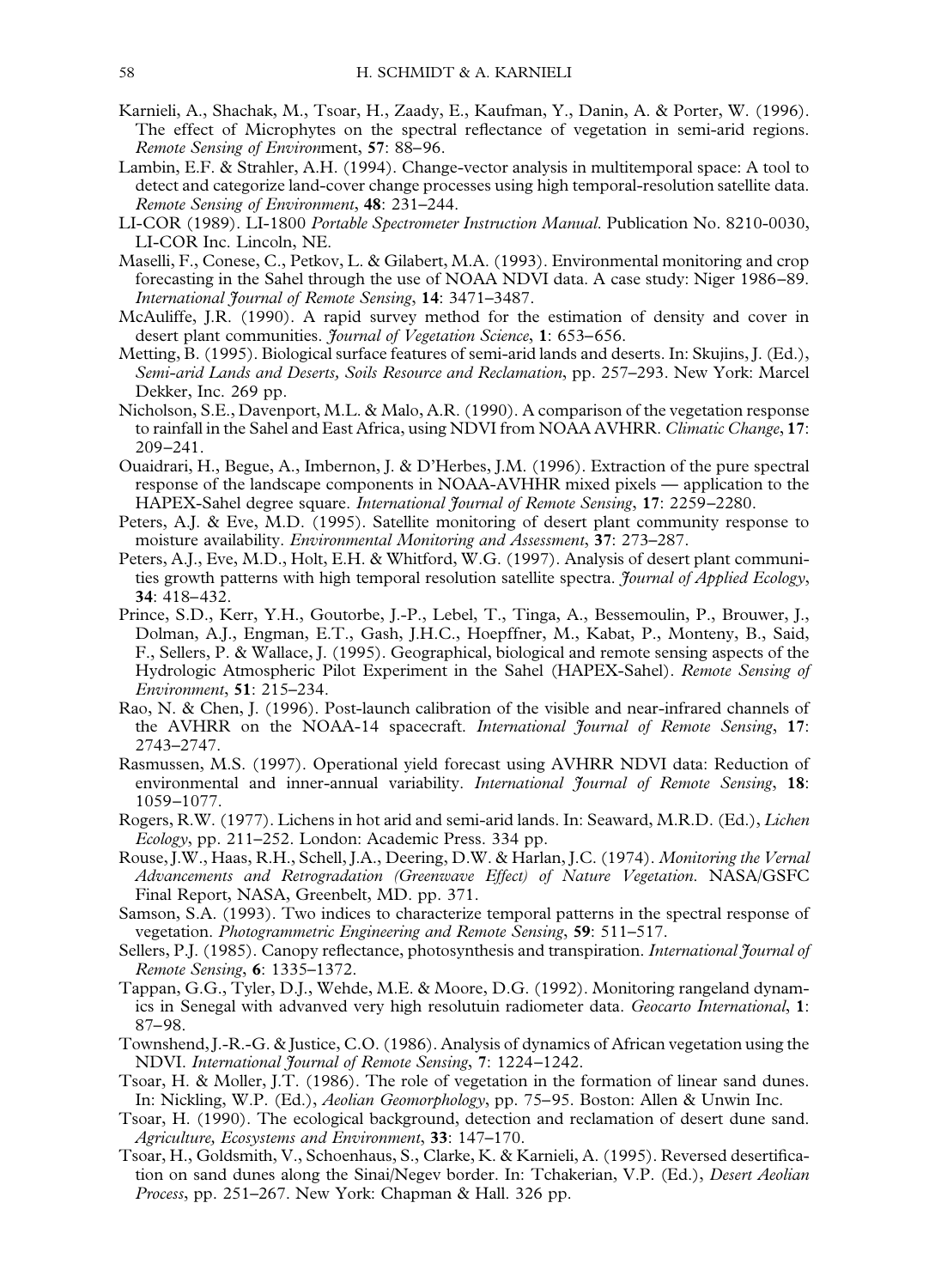Karnieli, A., Shachak, M., Tsoar, H., Zaady, E., Kaufman, Y., Danin, A. & Porter, W. (1996). The effect of Microphytes on the spectral reflectance of vegetation in semi-arid regions. *Remote Sensing of Environ*ment, **57**: 88–96.

Lambin, E.F. & Strahler, A.H. (1994). Change-vector analysis in multitemporal space: A tool to detect and categorize land-cover change processes using high temporal-resolution satellite data. *Remote Sensing of Environment*, **48**: 231–244.

LI-COR (1989). LI-1800 *Portable Spectrometer Instruction Manual*. Publication No. 8210-0030, LI-COR Inc. Lincoln, NE.

Maselli, F., Conese, C., Petkov, L. & Gilabert, M.A. (1993). Environmental monitoring and crop forecasting in the Sahel through the use of NOAA NDVI data. A case study: Niger 1986–89. *International Journal of Remote Sensing*, **14**: 3471–3487.

McAuliffe, J.R. (1990). A rapid survey method for the estimation of density and cover in desert plant communities. *Journal of Vegetation Science*, **1**: 653–656.

Metting, B. (1995). Biological surface features of semi-arid lands and deserts. In: Skujins, J. (Ed.), *Semi-arid Lands and Deserts, Soils Resource and Reclamation*, pp. 257–293. New York: Marcel Dekker, Inc. 269 pp.

Nicholson, S.E., Davenport, M.L. & Malo, A.R. (1990). A comparison of the vegetation response to rainfall in the Sahel and East Africa, using NDVI from NOAA AVHRR. *Climatic Change*, **17**: 209–241.

Ouaidrari, H., Begue, A., Imbernon, J. & D'Herbes, J.M. (1996). Extraction of the pure spectral response of the landscape components in NOAA-AVHHR mixed pixels — application to the HAPEX-Sahel degree square. *International Journal of Remote Sensing*, **17**: 2259–2280.

Peters, A.J. & Eve, M.D. (1995). Satellite monitoring of desert plant community response to moisture availability. *Environmental Monitoring and Assessment*, **37**: 273–287.

Peters, A.J., Eve, M.D., Holt, E.H. & Whitford, W.G. (1997). Analysis of desert plant communities growth patterns with high temporal resolution satellite spectra. *Journal of Applied Ecology*, **34**: 418–432.

Prince, S.D., Kerr, Y.H., Goutorbe, J.-P., Lebel, T., Tinga, A., Bessemoulin, P., Brouwer, J., Dolman, A.J., Engman, E.T., Gash, J.H.C., Hoepffner, M., Kabat, P., Monteny, B., Said, F., Sellers, P. & Wallace, J. (1995). Geographical, biological and remote sensing aspects of the Hydrologic Atmospheric Pilot Experiment in the Sahel (HAPEX-Sahel). *Remote Sensing of Environment*, **51**: 215–234.

Rao, N. & Chen, J. (1996). Post-launch calibration of the visible and near-infrared channels of the AVHRR on the NOAA-14 spacecraft. *International Journal of Remote Sensing*, **17**: 2743–2747.

Rasmussen, M.S. (1997). Operational yield forecast using AVHRR NDVI data: Reduction of environmental and inner-annual variability. *International Journal of Remote Sensing*, **18**: 1059–1077.

Rogers, R.W. (1977). Lichens in hot arid and semi-arid lands. In: Seaward, M.R.D. (Ed.), *Lichen Ecology*, pp. 211–252. London: Academic Press. 334 pp.

Rouse, J.W., Haas, R.H., Schell, J.A., Deering, D.W. & Harlan, J.C. (1974). *Monitoring the Vernal Advancements and Retrogradation (Greenwave Effect) of Nature Vegetation*. NASA/GSFC Final Report, NASA, Greenbelt, MD. pp. 371.

Samson, S.A. (1993). Two indices to characterize temporal patterns in the spectral response of vegetation. *Photogrammetric Engineering and Remote Sensing*, **59**: 511–517.

Sellers, P.J. (1985). Canopy reflectance, photosynthesis and transpiration. *International Journal of Remote Sensing*, **6**: 1335–1372.

Tappan, G.G., Tyler, D.J., Wehde, M.E. & Moore, D.G. (1992). Monitoring rangeland dynamics in Senegal with advanved very high resolutuin radiometer data. *Geocarto International*, **1**: 87–98.

Townshend, J.-R.-G. & Justice, C.O. (1986). Analysis of dynamics of African vegetation using the NDVI. *International Journal of Remote Sensing*, **7**: 1224–1242.

Tsoar, H. & Moller, J.T. (1986). The role of vegetation in the formation of linear sand dunes. In: Nickling, W.P. (Ed.), *Aeolian Geomorphology*, pp. 75–95. Boston: Allen & Unwin Inc.

Tsoar, H. (1990). The ecological background, detection and reclamation of desert dune sand. *Agriculture, Ecosystems and Environment*, **33**: 147–170.

Tsoar, H., Goldsmith, V., Schoenhaus, S., Clarke, K. & Karnieli, A. (1995). Reversed desertification on sand dunes along the Sinai/Negev border. In: Tchakerian, V.P. (Ed.), *Desert Aeolian Process*, pp. 251–267. New York: Chapman & Hall. 326 pp.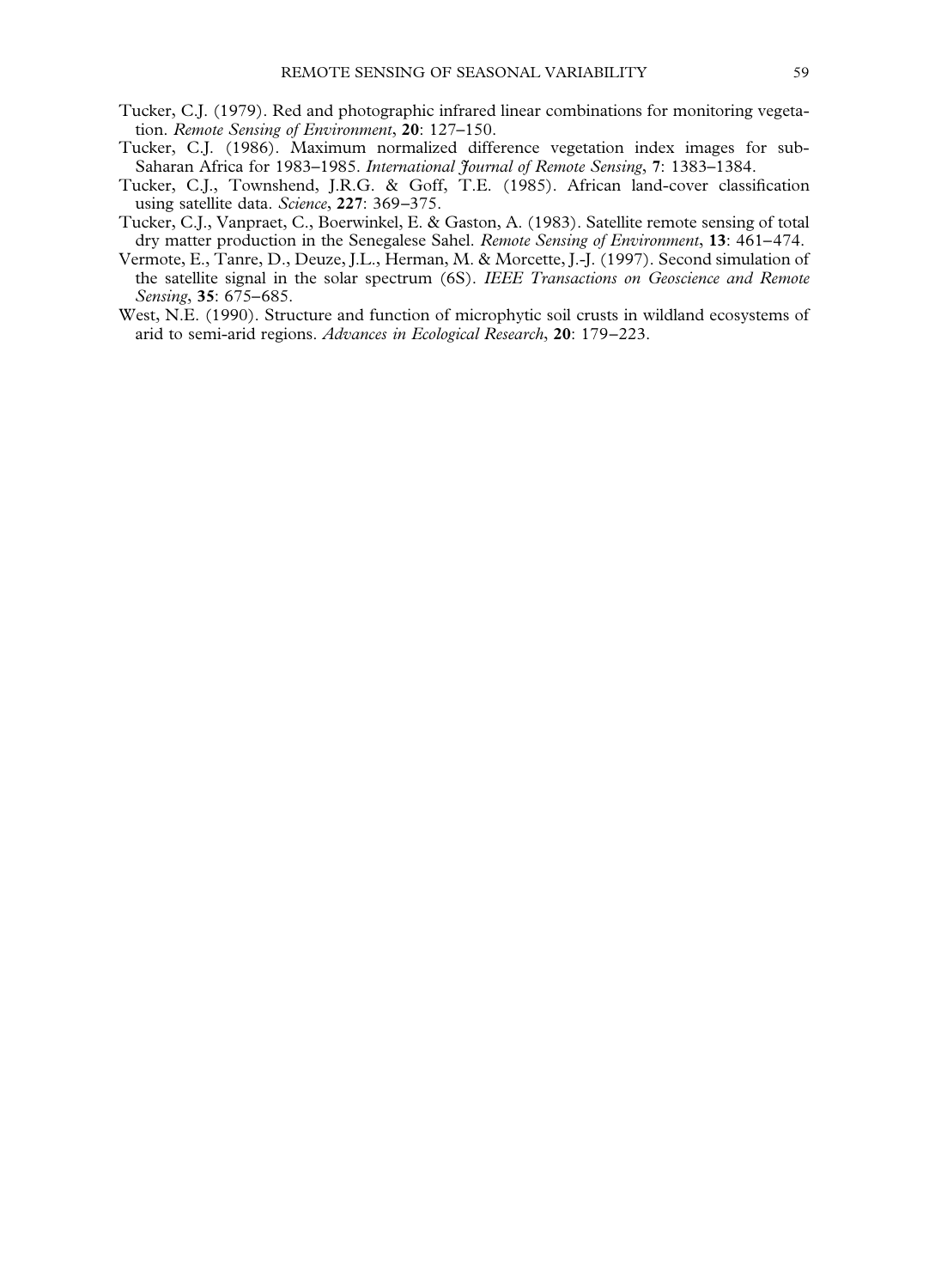Tucker, C.J. (1979). Red and photographic infrared linear combinations for monitoring vegetation. *Remote Sensing of Environment*, **20**: 127–150.

Tucker, C.J. (1986). Maximum normalized difference vegetation index images for sub-Saharan Africa for 1983–1985. *International Journal of Remote Sensing*, **7**: 1383–1384.

Tucker, C.J., Townshend, J.R.G. & Goff, T.E. (1985). African land-cover classification using satellite data. *Science*, **227**: 369–375.

Tucker, C.J., Vanpraet, C., Boerwinkel, E. & Gaston, A. (1983). Satellite remote sensing of total dry matter production in the Senegalese Sahel. *Remote Sensing of Environment*, **13**: 461–474.

Vermote, E., Tanre, D., Deuze, J.L., Herman, M. & Morcette, J.-J. (1997). Second simulation of the satellite signal in the solar spectrum (6S). *IEEE Transactions on Geoscience and Remote Sensing*, **35**: 675–685.

West, N.E. (1990). Structure and function of microphytic soil crusts in wildland ecosystems of arid to semi-arid regions. *Advances in Ecological Research*, **20**: 179–223.